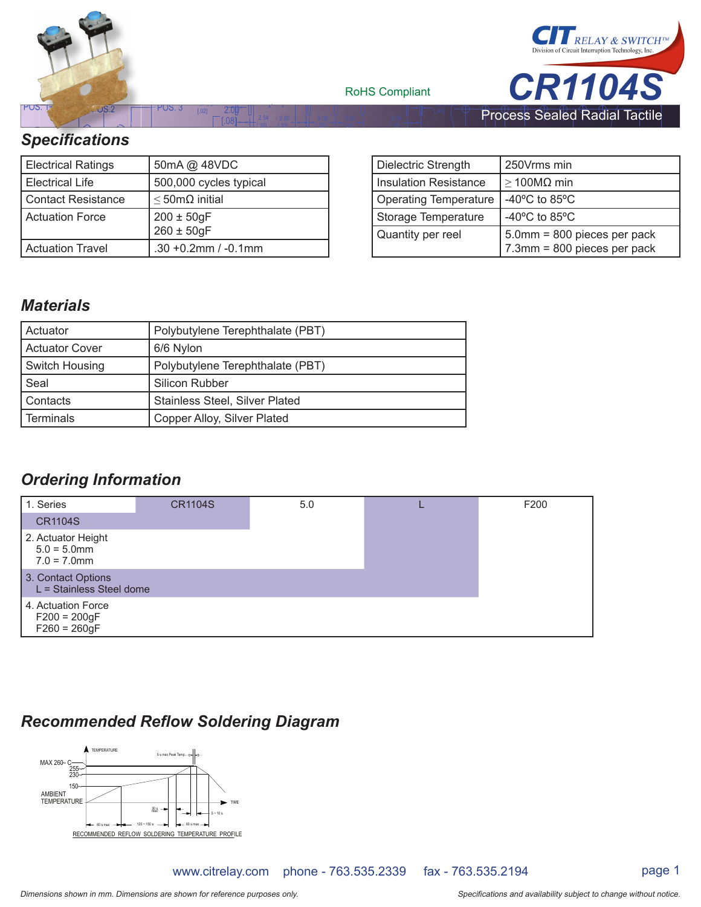# CR1104S

RoHS Compliant

Process Sealed Radial Tactile

## Specifications

| Electrical Ratings | 50mA @ 48VDC |
|---|---|
| Electrical Life | 500,000 cycles typical |
| Contact Resistance | ≤ 50mΩ initial |
| Actuation Force | 200 ± 50gF<br>260 ± 50gF |
| Actuation Travel | .30 +0.2mm / -0.1mm |

| Dielectric Strength | 250Vrms min |
|---|---|
| Insulation Resistance | ≥ 100MΩ min |
| Operating Temperature | -40ºC to 85ºC |
| Storage Temperature | -40ºC to 85ºC |
| Quantity per reel | 5.0mm = 800 pieces per pack<br>7.3mm = 800 pieces per pack |

## Materials

| Actuator | Polybutylene Terephthalate (PBT) |
|---|---|
| Actuator Cover | 6/6 Nylon |
| Switch Housing | Polybutylene Terephthalate (PBT) |
| Seal | Silicon Rubber |
| Contacts | Stainless Steel, Silver Plated |
| Terminals | Copper Alloy, Silver Plated |

## Ordering Information

| 1. Series | CR1104S | 5.0 | L | F200 |
|---|---|---|---|---|
| CR1104S | | | | |
| 2. Actuator Height<br>5.0 = 5.0mm<br>7.0 = 7.0mm | | | | |
| 3. Contact Options<br>L = Stainless Steel dome | | | | |
| 4. Actuation Force<br>F200 = 200gF<br>F260 = 260gF | | | | |

## Recommended Reflow Soldering Diagram

RECOMMENDED REFLOW SOLDERING TEMPERATURE PROFILE

www.citrelay.com phone - 763.535.2339 fax - 763.535.2194

*Dimensions shown in mm. Dimensions are shown for reference purposes only.* *Specifications and availability subject to change without notice.*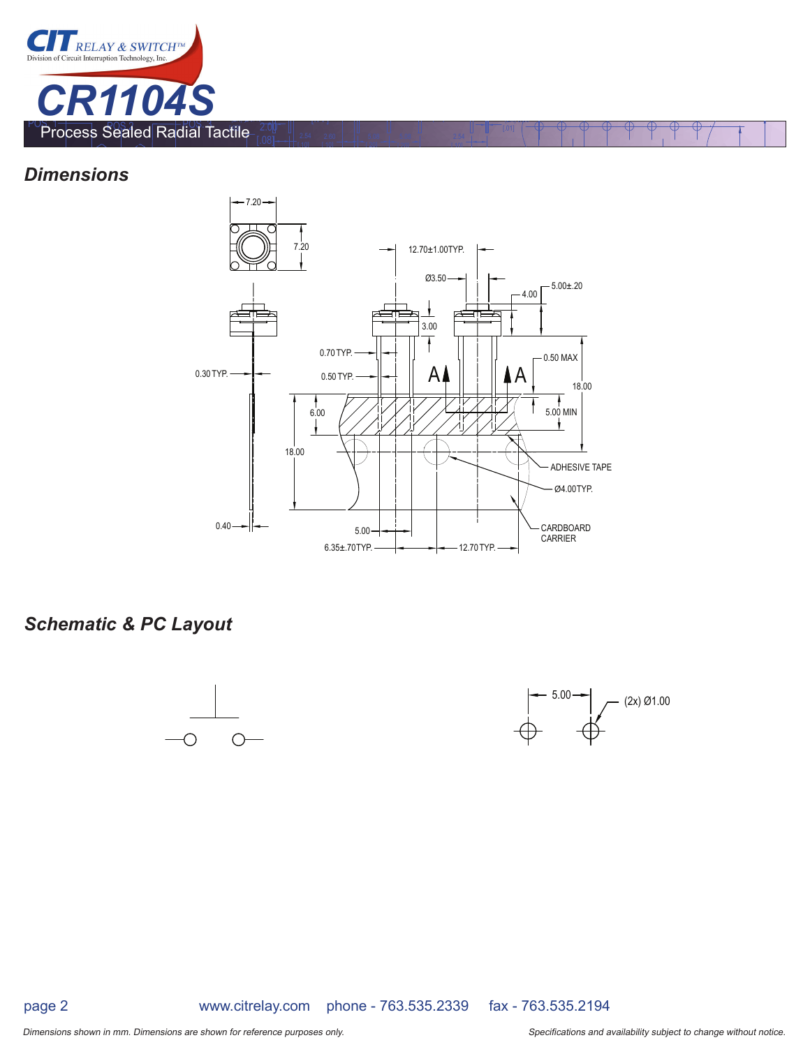# CR1104S

Process Sealed Radial Tactile

## Dimensions

7.20

7.20

12.70±1.00TYP.

Ø3.50

4.00

5.00±.20

3.00

0.70 TYP.

0.50 MAX

0.50 TYP.

A

A

18.00

0.30 TYP.

6.00

5.00 MIN

18.00

ADHESIVE TAPE

Ø4.00TYP.

0.40

5.00

CARDBOARD CARRIER

6.35±.70TYP.

12.70 TYP.

## Schematic & PC Layout

5.00

(2x) Ø1.00

*Dimensions shown in mm. Dimensions are shown for reference purposes only.*

*Specifications and availability subject to change without notice.*